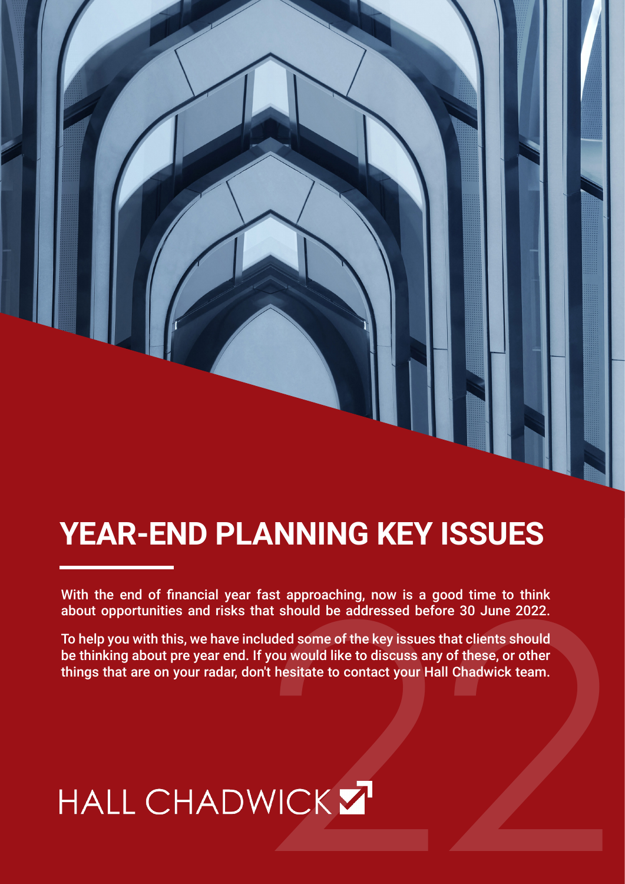# YEAR-END PLANNING KEY ISSUES

With the end of financial year fast approaching, now is a good time to think about opportunities and risks that should be addressed before 30 June 2022.

To help you with this, we have included some of the key issues that clients should be thinking about pre year end. If you would like to discuss any of these, or other things that are on your radar, don't hesitate to contact your Hall Chadwick team.

HALL CHADWICK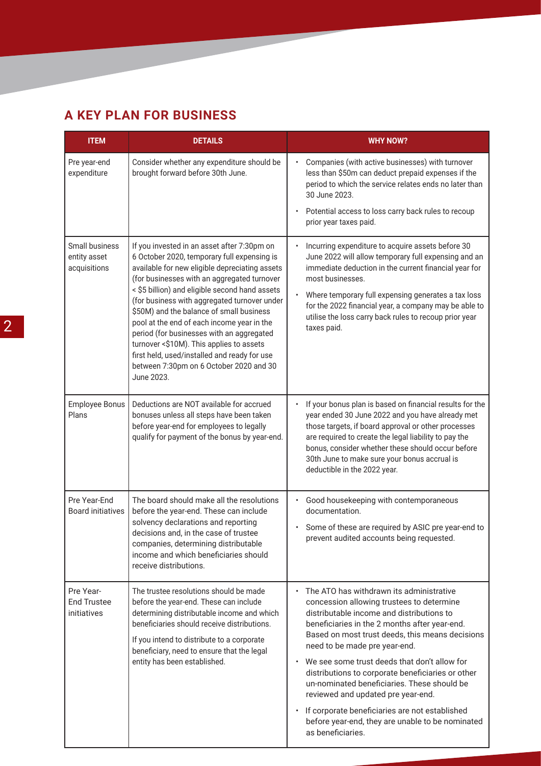## A KEY PLAN FOR BUSINESS

| ITEM | DETAILS | WHY NOW? |
|---|---|---|
| Pre year-end expenditure | Consider whether any expenditure should be brought forward before 30th June. | • Companies (with active businesses) with turnover less than $50m can deduct prepaid expenses if the period to which the service relates ends no later than 30 June 2023.<br>• Potential access to loss carry back rules to recoup prior year taxes paid. |
| Small business entity asset acquisitions | If you invested in an asset after 7:30pm on 6 October 2020, temporary full expensing is available for new eligible depreciating assets (for businesses with an aggregated turnover < $5 billion) and eligible second hand assets (for business with aggregated turnover under $50M) and the balance of small business pool at the end of each income year in the period (for businesses with an aggregated turnover <$10M). This applies to assets first held, used/installed and ready for use between 7:30pm on 6 October 2020 and 30 June 2023. | • Incurring expenditure to acquire assets before 30 June 2022 will allow temporary full expensing and an immediate deduction in the current financial year for most businesses.<br>• Where temporary full expensing generates a tax loss for the 2022 financial year, a company may be able to utilise the loss carry back rules to recoup prior year taxes paid. |
| Employee Bonus Plans | Deductions are NOT available for accrued bonuses unless all steps have been taken before year-end for employees to legally qualify for payment of the bonus by year-end. | • If your bonus plan is based on financial results for the year ended 30 June 2022 and you have already met those targets, if board approval or other processes are required to create the legal liability to pay the bonus, consider whether these should occur before 30th June to make sure your bonus accrual is deductible in the 2022 year. |
| Pre Year-End Board initiatives | The board should make all the resolutions before the year-end. These can include solvency declarations and reporting decisions and, in the case of trustee companies, determining distributable income and which beneficiaries should receive distributions. | • Good housekeeping with contemporaneous documentation.<br>• Some of these are required by ASIC pre year-end to prevent audited accounts being requested. |
| Pre Year-End Trustee initiatives | The trustee resolutions should be made before the year-end. These can include determining distributable income and which beneficiaries should receive distributions.<br><br>If you intend to distribute to a corporate beneficiary, need to ensure that the legal entity has been established. | • The ATO has withdrawn its administrative concession allowing trustees to determine distributable income and distributions to beneficiaries in the 2 months after year-end. Based on most trust deeds, this means decisions need to be made pre year-end.<br>• We see some trust deeds that don't allow for distributions to corporate beneficiaries or other un-nominated beneficiaries. These should be reviewed and updated pre year-end.<br>• If corporate beneficiaries are not established before year-end, they are unable to be nominated as beneficiaries. |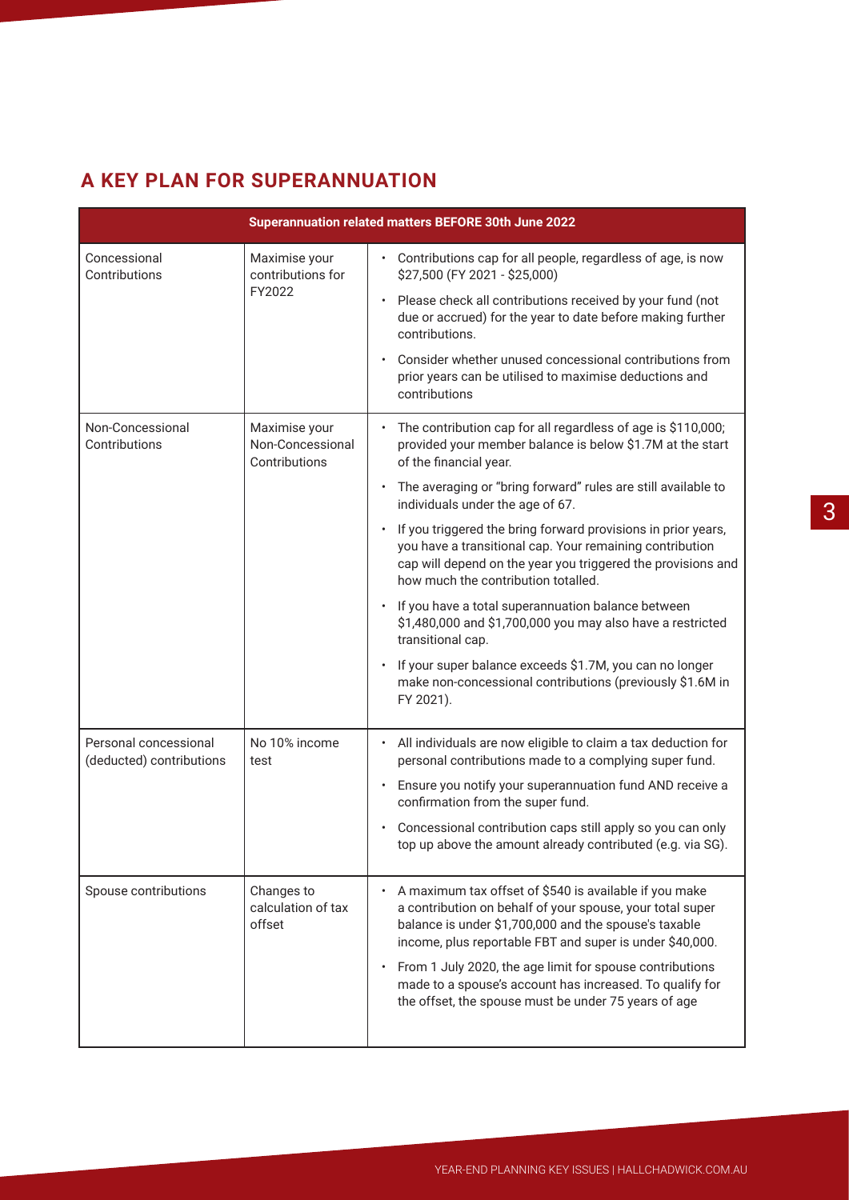## A KEY PLAN FOR SUPERANNUATION

| Superannuation related matters BEFORE 30th June 2022 | | |
|---|---|---|
| Concessional Contributions | Maximise your contributions for FY2022 | • Contributions cap for all people, regardless of age, is now $27,500 (FY 2021 - $25,000)<br>• Please check all contributions received by your fund (not due or accrued) for the year to date before making further contributions.<br>• Consider whether unused concessional contributions from prior years can be utilised to maximise deductions and contributions |
| Non-Concessional Contributions | Maximise your Non-Concessional Contributions | • The contribution cap for all regardless of age is $110,000; provided your member balance is below $1.7M at the start of the financial year.<br>• The averaging or "bring forward" rules are still available to individuals under the age of 67.<br>• If you triggered the bring forward provisions in prior years, you have a transitional cap. Your remaining contribution cap will depend on the year you triggered the provisions and how much the contribution totalled.<br>• If you have a total superannuation balance between $1,480,000 and $1,700,000 you may also have a restricted transitional cap.<br>• If your super balance exceeds $1.7M, you can no longer make non-concessional contributions (previously $1.6M in FY 2021). |
| Personal concessional (deducted) contributions | No 10% income test | • All individuals are now eligible to claim a tax deduction for personal contributions made to a complying super fund.<br>• Ensure you notify your superannuation fund AND receive a confirmation from the super fund.<br>• Concessional contribution caps still apply so you can only top up above the amount already contributed (e.g. via SG). |
| Spouse contributions | Changes to calculation of tax offset | • A maximum tax offset of $540 is available if you make a contribution on behalf of your spouse, your total super balance is under $1,700,000 and the spouse's taxable income, plus reportable FBT and super is under $40,000.<br>• From 1 July 2020, the age limit for spouse contributions made to a spouse's account has increased. To qualify for the offset, the spouse must be under 75 years of age |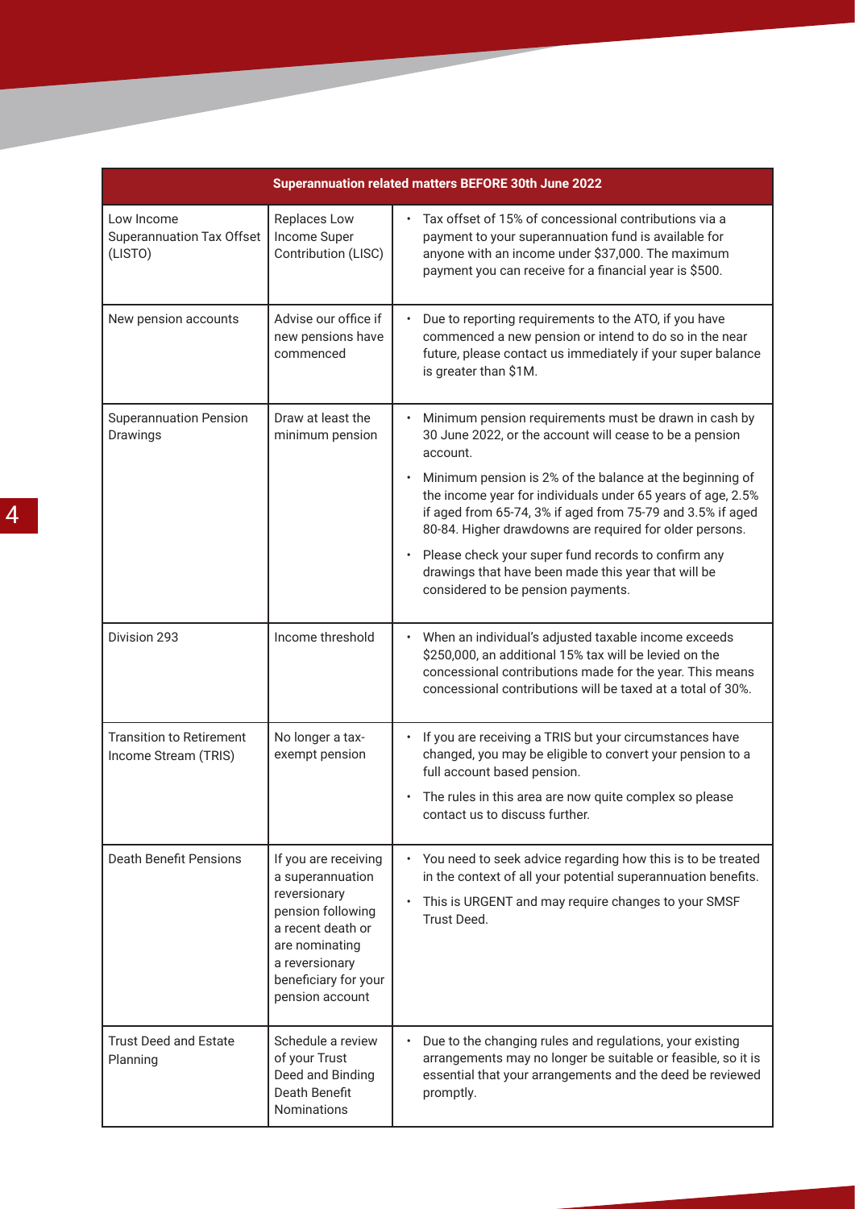| Superannuation related matters BEFORE 30th June 2022 | | |
|---|---|---|
| Low Income Superannuation Tax Offset (LISTO) | Replaces Low Income Super Contribution (LISC) | • Tax offset of 15% of concessional contributions via a payment to your superannuation fund is available for anyone with an income under $37,000. The maximum payment you can receive for a financial year is $500. |
| New pension accounts | Advise our office if new pensions have commenced | • Due to reporting requirements to the ATO, if you have commenced a new pension or intend to do so in the near future, please contact us immediately if your super balance is greater than $1M. |
| Superannuation Pension Drawings | Draw at least the minimum pension | • Minimum pension requirements must be drawn in cash by 30 June 2022, or the account will cease to be a pension account.<br>• Minimum pension is 2% of the balance at the beginning of the income year for individuals under 65 years of age, 2.5% if aged from 65-74, 3% if aged from 75-79 and 3.5% if aged 80-84. Higher drawdowns are required for older persons.<br>• Please check your super fund records to confirm any drawings that have been made this year that will be considered to be pension payments. |
| Division 293 | Income threshold | • When an individual's adjusted taxable income exceeds $250,000, an additional 15% tax will be levied on the concessional contributions made for the year. This means concessional contributions will be taxed at a total of 30%. |
| Transition to Retirement Income Stream (TRIS) | No longer a tax-exempt pension | • If you are receiving a TRIS but your circumstances have changed, you may be eligible to convert your pension to a full account based pension.<br>• The rules in this area are now quite complex so please contact us to discuss further. |
| Death Benefit Pensions | If you are receiving a superannuation reversionary pension following a recent death or are nominating a reversionary beneficiary for your pension account | • You need to seek advice regarding how this is to be treated in the context of all your potential superannuation benefits.<br>• This is URGENT and may require changes to your SMSF Trust Deed. |
| Trust Deed and Estate Planning | Schedule a review of your Trust Deed and Binding Death Benefit Nominations | • Due to the changing rules and regulations, your existing arrangements may no longer be suitable or feasible, so it is essential that your arrangements and the deed be reviewed promptly. |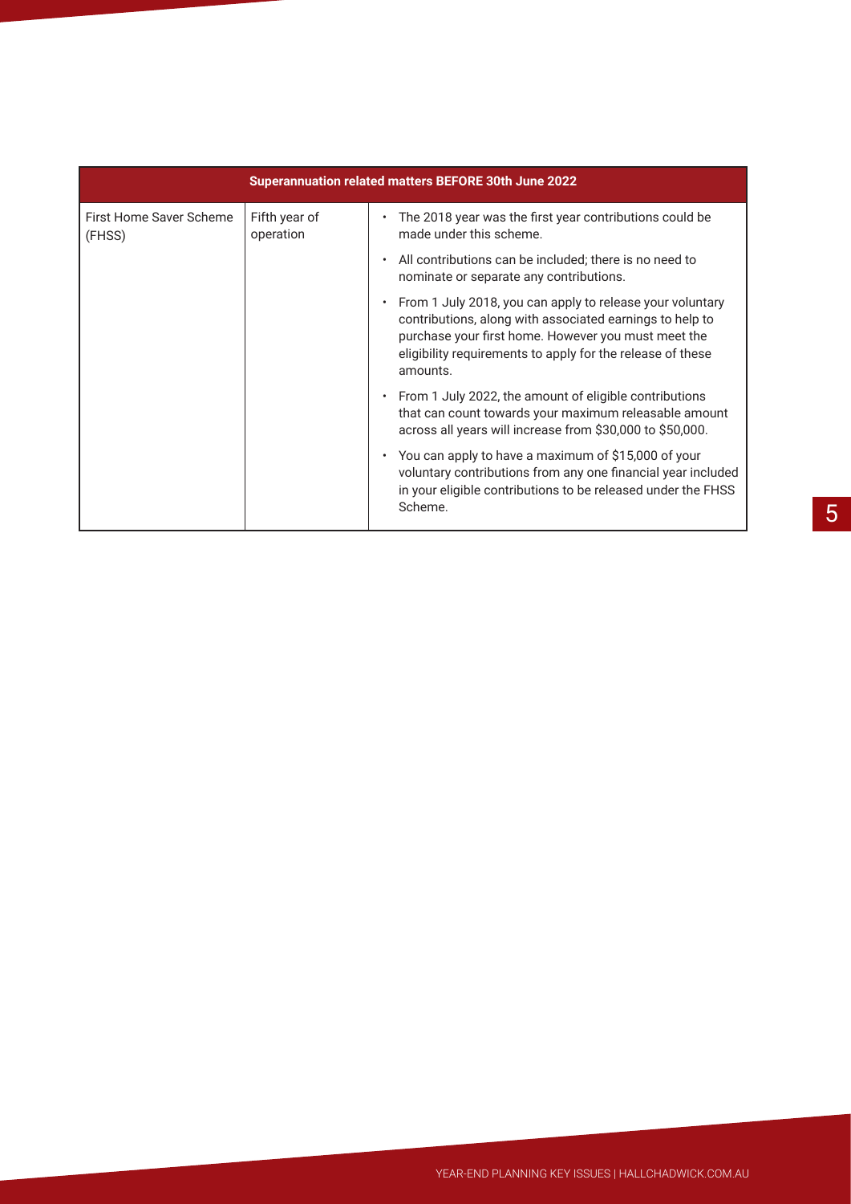| Superannuation related matters BEFORE 30th June 2022 | | |
|---|---|---|
| First Home Saver Scheme (FHSS) | Fifth year of operation | • The 2018 year was the first year contributions could be made under this scheme.<br>• All contributions can be included; there is no need to nominate or separate any contributions.<br>• From 1 July 2018, you can apply to release your voluntary contributions, along with associated earnings to help to purchase your first home. However you must meet the eligibility requirements to apply for the release of these amounts.<br>• From 1 July 2022, the amount of eligible contributions that can count towards your maximum releasable amount across all years will increase from $30,000 to $50,000.<br>• You can apply to have a maximum of $15,000 of your voluntary contributions from any one financial year included in your eligible contributions to be released under the FHSS Scheme. |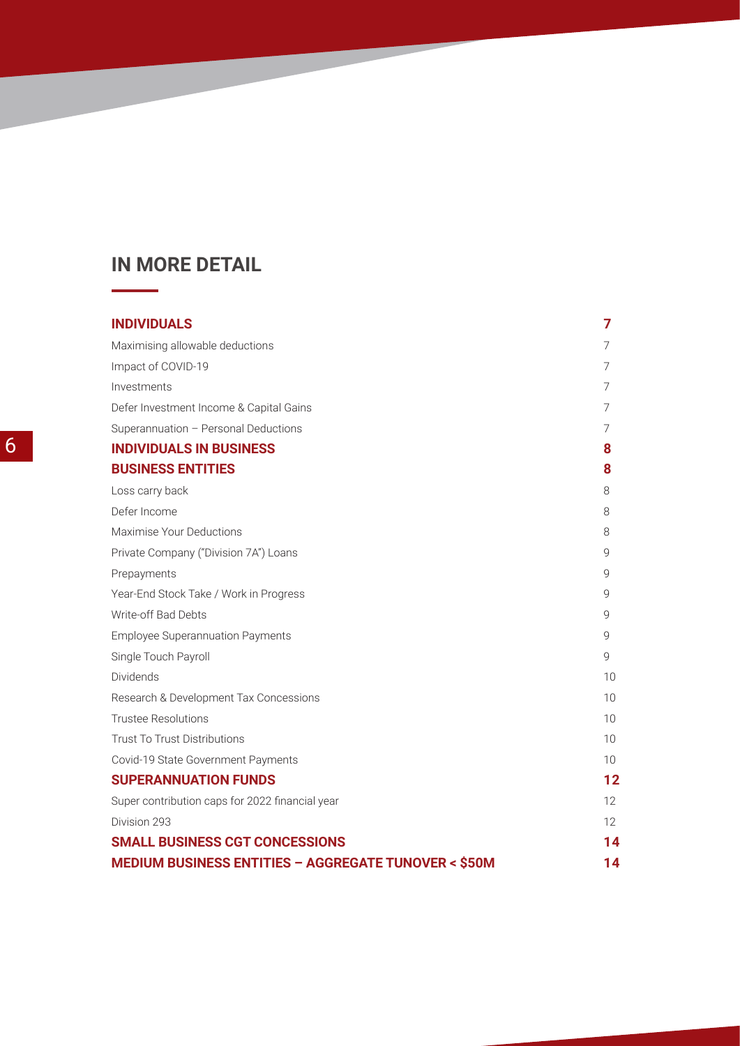# IN MORE DETAIL

| | |
|---|---|
| **INDIVIDUALS** | **7** |
| Maximising allowable deductions | 7 |
| Impact of COVID-19 | 7 |
| Investments | 7 |
| Defer Investment Income & Capital Gains | 7 |
| Superannuation – Personal Deductions | 7 |
| **INDIVIDUALS IN BUSINESS** | **8** |
| **BUSINESS ENTITIES** | **8** |
| Loss carry back | 8 |
| Defer Income | 8 |
| Maximise Your Deductions | 8 |
| Private Company ("Division 7A") Loans | 9 |
| Prepayments | 9 |
| Year-End Stock Take / Work in Progress | 9 |
| Write-off Bad Debts | 9 |
| Employee Superannuation Payments | 9 |
| Single Touch Payroll | 9 |
| Dividends | 10 |
| Research & Development Tax Concessions | 10 |
| Trustee Resolutions | 10 |
| Trust To Trust Distributions | 10 |
| Covid-19 State Government Payments | 10 |
| **SUPERANNUATION FUNDS** | **12** |
| Super contribution caps for 2022 financial year | 12 |
| Division 293 | 12 |
| **SMALL BUSINESS CGT CONCESSIONS** | **14** |
| **MEDIUM BUSINESS ENTITIES – AGGREGATE TUNOVER < $50M** | **14** |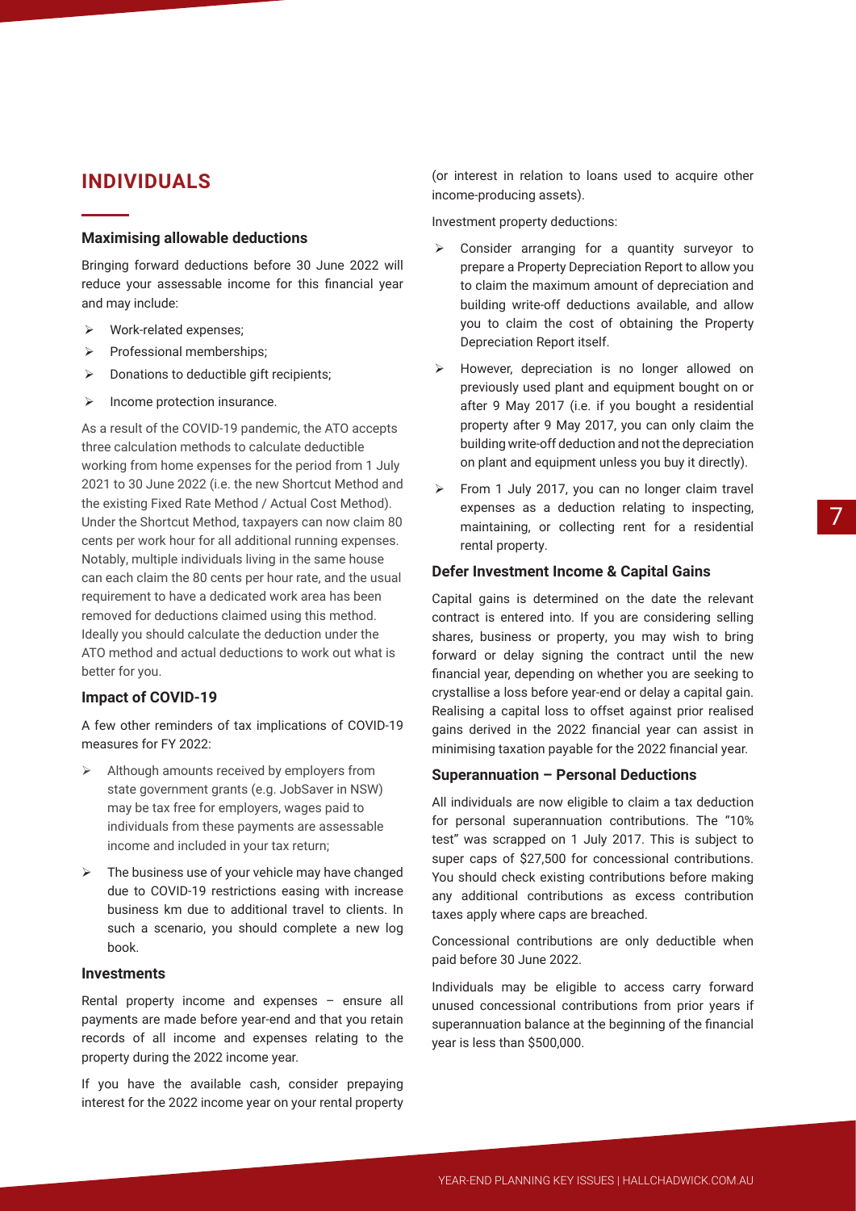## INDIVIDUALS

### Maximising allowable deductions

Bringing forward deductions before 30 June 2022 will reduce your assessable income for this financial year and may include:

- Work-related expenses;
- Professional memberships;
- Donations to deductible gift recipients;
- Income protection insurance.

As a result of the COVID-19 pandemic, the ATO accepts three calculation methods to calculate deductible working from home expenses for the period from 1 July 2021 to 30 June 2022 (i.e. the new Shortcut Method and the existing Fixed Rate Method / Actual Cost Method). Under the Shortcut Method, taxpayers can now claim 80 cents per work hour for all additional running expenses. Notably, multiple individuals living in the same house can each claim the 80 cents per hour rate, and the usual requirement to have a dedicated work area has been removed for deductions claimed using this method. Ideally you should calculate the deduction under the ATO method and actual deductions to work out what is better for you.

### Impact of COVID-19

A few other reminders of tax implications of COVID-19 measures for FY 2022:

- Although amounts received by employers from state government grants (e.g. JobSaver in NSW) may be tax free for employers, wages paid to individuals from these payments are assessable income and included in your tax return;
- The business use of your vehicle may have changed due to COVID-19 restrictions easing with increase business km due to additional travel to clients. In such a scenario, you should complete a new log book.

### Investments

Rental property income and expenses – ensure all payments are made before year-end and that you retain records of all income and expenses relating to the property during the 2022 income year.

If you have the available cash, consider prepaying interest for the 2022 income year on your rental property (or interest in relation to loans used to acquire other income-producing assets).

Investment property deductions:

- Consider arranging for a quantity surveyor to prepare a Property Depreciation Report to allow you to claim the maximum amount of depreciation and building write-off deductions available, and allow you to claim the cost of obtaining the Property Depreciation Report itself.
- However, depreciation is no longer allowed on previously used plant and equipment bought on or after 9 May 2017 (i.e. if you bought a residential property after 9 May 2017, you can only claim the building write-off deduction and not the depreciation on plant and equipment unless you buy it directly).
- From 1 July 2017, you can no longer claim travel expenses as a deduction relating to inspecting, maintaining, or collecting rent for a residential rental property.

### Defer Investment Income & Capital Gains

Capital gains is determined on the date the relevant contract is entered into. If you are considering selling shares, business or property, you may wish to bring forward or delay signing the contract until the new financial year, depending on whether you are seeking to crystallise a loss before year-end or delay a capital gain. Realising a capital loss to offset against prior realised gains derived in the 2022 financial year can assist in minimising taxation payable for the 2022 financial year.

### Superannuation – Personal Deductions

All individuals are now eligible to claim a tax deduction for personal superannuation contributions. The "10% test" was scrapped on 1 July 2017. This is subject to super caps of $27,500 for concessional contributions. You should check existing contributions before making any additional contributions as excess contribution taxes apply where caps are breached.

Concessional contributions are only deductible when paid before 30 June 2022.

Individuals may be eligible to access carry forward unused concessional contributions from prior years if superannuation balance at the beginning of the financial year is less than $500,000.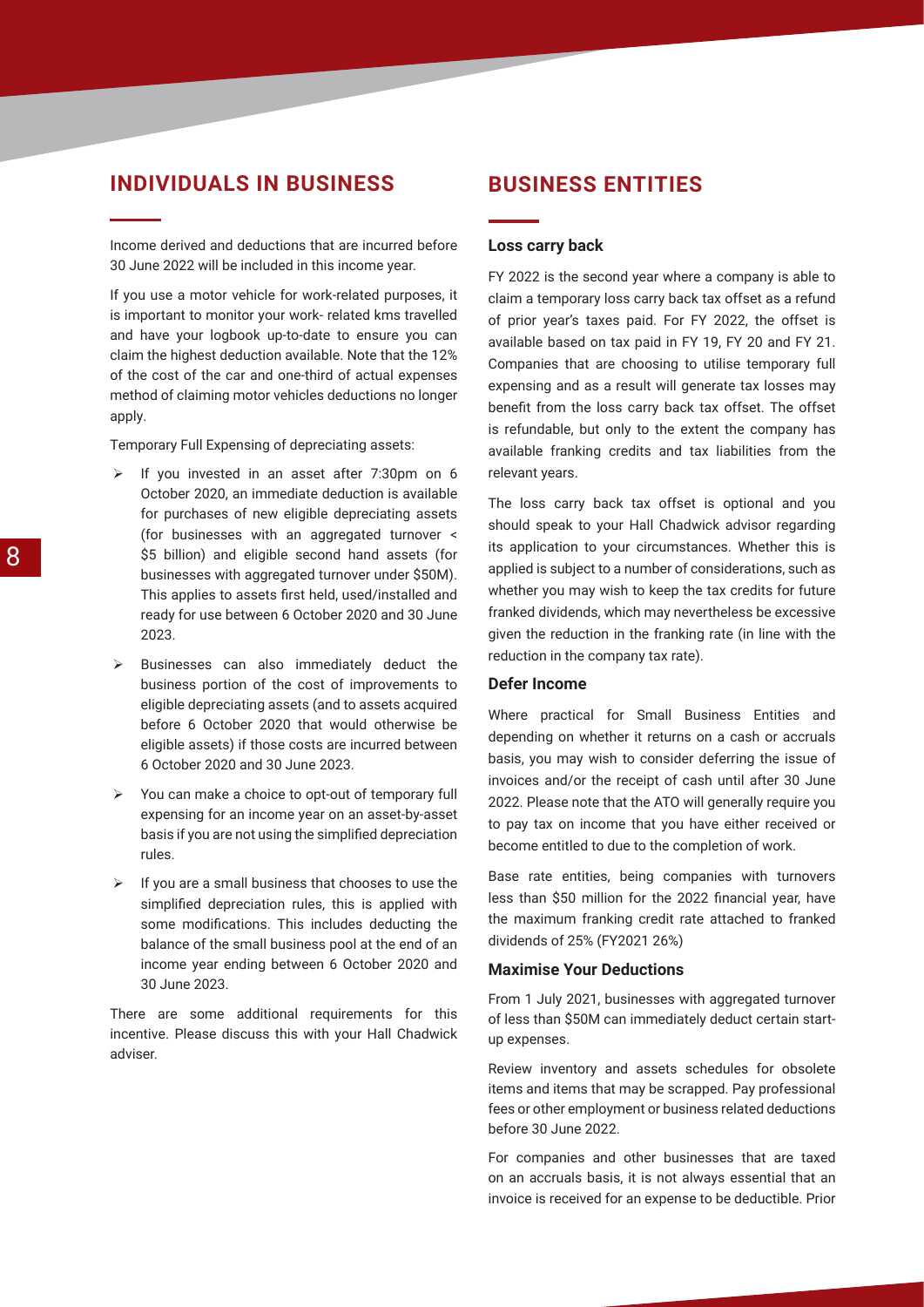## INDIVIDUALS IN BUSINESS

Income derived and deductions that are incurred before 30 June 2022 will be included in this income year.

If you use a motor vehicle for work-related purposes, it is important to monitor your work- related kms travelled and have your logbook up-to-date to ensure you can claim the highest deduction available. Note that the 12% of the cost of the car and one-third of actual expenses method of claiming motor vehicles deductions no longer apply.

Temporary Full Expensing of depreciating assets:

- If you invested in an asset after 7:30pm on 6 October 2020, an immediate deduction is available for purchases of new eligible depreciating assets (for businesses with an aggregated turnover < $5 billion) and eligible second hand assets (for businesses with aggregated turnover under $50M). This applies to assets first held, used/installed and ready for use between 6 October 2020 and 30 June 2023.
- Businesses can also immediately deduct the business portion of the cost of improvements to eligible depreciating assets (and to assets acquired before 6 October 2020 that would otherwise be eligible assets) if those costs are incurred between 6 October 2020 and 30 June 2023.
- You can make a choice to opt-out of temporary full expensing for an income year on an asset-by-asset basis if you are not using the simplified depreciation rules.
- If you are a small business that chooses to use the simplified depreciation rules, this is applied with some modifications. This includes deducting the balance of the small business pool at the end of an income year ending between 6 October 2020 and 30 June 2023.

There are some additional requirements for this incentive. Please discuss this with your Hall Chadwick adviser.

## BUSINESS ENTITIES

### Loss carry back

FY 2022 is the second year where a company is able to claim a temporary loss carry back tax offset as a refund of prior year's taxes paid. For FY 2022, the offset is available based on tax paid in FY 19, FY 20 and FY 21. Companies that are choosing to utilise temporary full expensing and as a result will generate tax losses may benefit from the loss carry back tax offset. The offset is refundable, but only to the extent the company has available franking credits and tax liabilities from the relevant years.

The loss carry back tax offset is optional and you should speak to your Hall Chadwick advisor regarding its application to your circumstances. Whether this is applied is subject to a number of considerations, such as whether you may wish to keep the tax credits for future franked dividends, which may nevertheless be excessive given the reduction in the franking rate (in line with the reduction in the company tax rate).

### Defer Income

Where practical for Small Business Entities and depending on whether it returns on a cash or accruals basis, you may wish to consider deferring the issue of invoices and/or the receipt of cash until after 30 June 2022. Please note that the ATO will generally require you to pay tax on income that you have either received or become entitled to due to the completion of work.

Base rate entities, being companies with turnovers less than $50 million for the 2022 financial year, have the maximum franking credit rate attached to franked dividends of 25% (FY2021 26%)

### Maximise Your Deductions

From 1 July 2021, businesses with aggregated turnover of less than $50M can immediately deduct certain start-up expenses.

Review inventory and assets schedules for obsolete items and items that may be scrapped. Pay professional fees or other employment or business related deductions before 30 June 2022.

For companies and other businesses that are taxed on an accruals basis, it is not always essential that an invoice is received for an expense to be deductible. Prior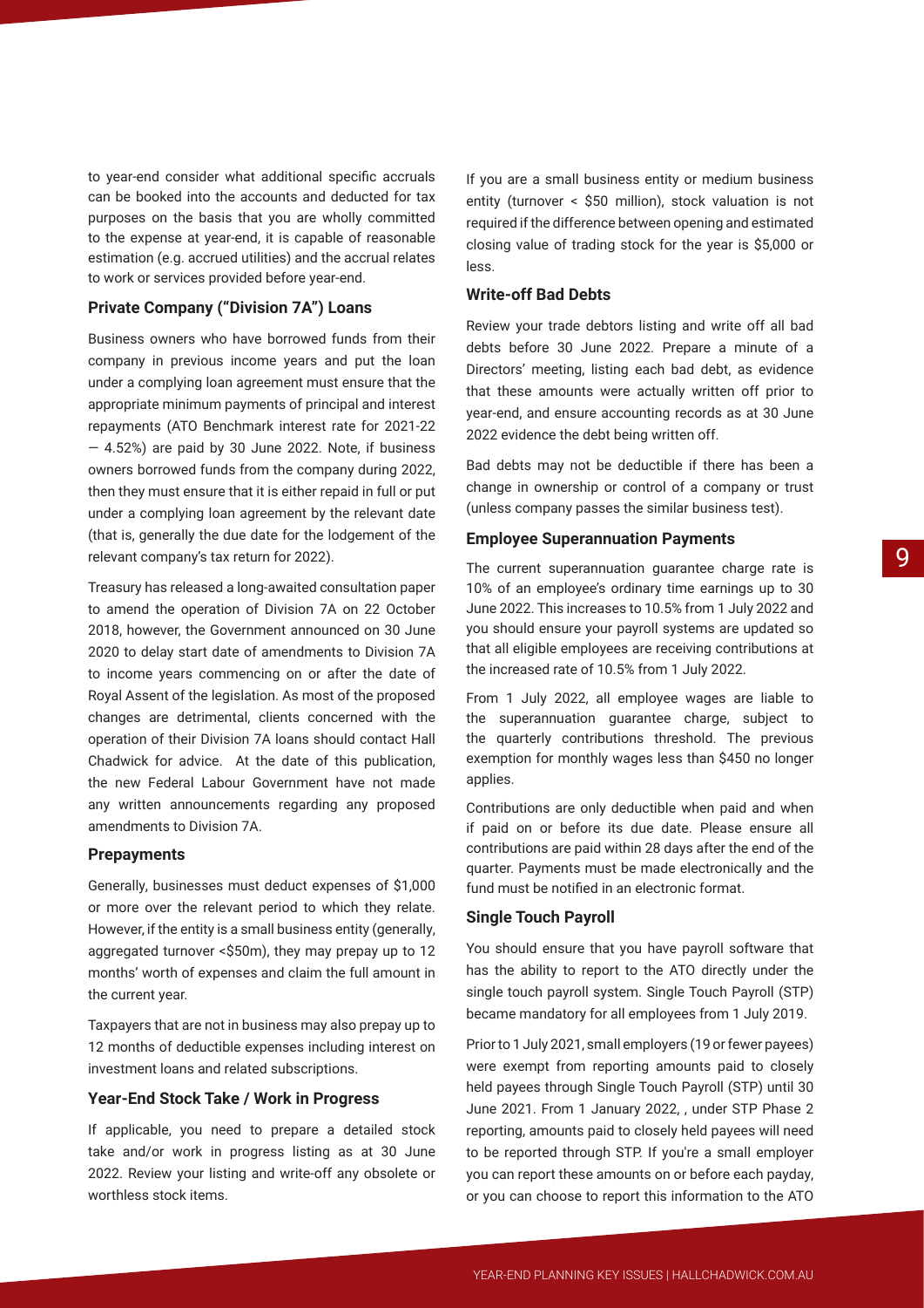to year-end consider what additional specific accruals can be booked into the accounts and deducted for tax purposes on the basis that you are wholly committed to the expense at year-end, it is capable of reasonable estimation (e.g. accrued utilities) and the accrual relates to work or services provided before year-end.

### Private Company ("Division 7A") Loans

Business owners who have borrowed funds from their company in previous income years and put the loan under a complying loan agreement must ensure that the appropriate minimum payments of principal and interest repayments (ATO Benchmark interest rate for 2021-22 — 4.52%) are paid by 30 June 2022. Note, if business owners borrowed funds from the company during 2022, then they must ensure that it is either repaid in full or put under a complying loan agreement by the relevant date (that is, generally the due date for the lodgement of the relevant company's tax return for 2022).

Treasury has released a long-awaited consultation paper to amend the operation of Division 7A on 22 October 2018, however, the Government announced on 30 June 2020 to delay start date of amendments to Division 7A to income years commencing on or after the date of Royal Assent of the legislation. As most of the proposed changes are detrimental, clients concerned with the operation of their Division 7A loans should contact Hall Chadwick for advice. At the date of this publication, the new Federal Labour Government have not made any written announcements regarding any proposed amendments to Division 7A.

### Prepayments

Generally, businesses must deduct expenses of $1,000 or more over the relevant period to which they relate. However, if the entity is a small business entity (generally, aggregated turnover <$50m), they may prepay up to 12 months' worth of expenses and claim the full amount in the current year.

Taxpayers that are not in business may also prepay up to 12 months of deductible expenses including interest on investment loans and related subscriptions.

### Year-End Stock Take / Work in Progress

If applicable, you need to prepare a detailed stock take and/or work in progress listing as at 30 June 2022. Review your listing and write-off any obsolete or worthless stock items.

If you are a small business entity or medium business entity (turnover < $50 million), stock valuation is not required if the difference between opening and estimated closing value of trading stock for the year is $5,000 or less.

### Write-off Bad Debts

Review your trade debtors listing and write off all bad debts before 30 June 2022. Prepare a minute of a Directors' meeting, listing each bad debt, as evidence that these amounts were actually written off prior to year-end, and ensure accounting records as at 30 June 2022 evidence the debt being written off.

Bad debts may not be deductible if there has been a change in ownership or control of a company or trust (unless company passes the similar business test).

### Employee Superannuation Payments

The current superannuation guarantee charge rate is 10% of an employee's ordinary time earnings up to 30 June 2022. This increases to 10.5% from 1 July 2022 and you should ensure your payroll systems are updated so that all eligible employees are receiving contributions at the increased rate of 10.5% from 1 July 2022.

From 1 July 2022, all employee wages are liable to the superannuation guarantee charge, subject to the quarterly contributions threshold. The previous exemption for monthly wages less than $450 no longer applies.

Contributions are only deductible when paid and when if paid on or before its due date. Please ensure all contributions are paid within 28 days after the end of the quarter. Payments must be made electronically and the fund must be notified in an electronic format.

### Single Touch Payroll

You should ensure that you have payroll software that has the ability to report to the ATO directly under the single touch payroll system. Single Touch Payroll (STP) became mandatory for all employees from 1 July 2019.

Prior to 1 July 2021, small employers (19 or fewer payees) were exempt from reporting amounts paid to closely held payees through Single Touch Payroll (STP) until 30 June 2021. From 1 January 2022, , under STP Phase 2 reporting, amounts paid to closely held payees will need to be reported through STP. If you're a small employer you can report these amounts on or before each payday, or you can choose to report this information to the ATO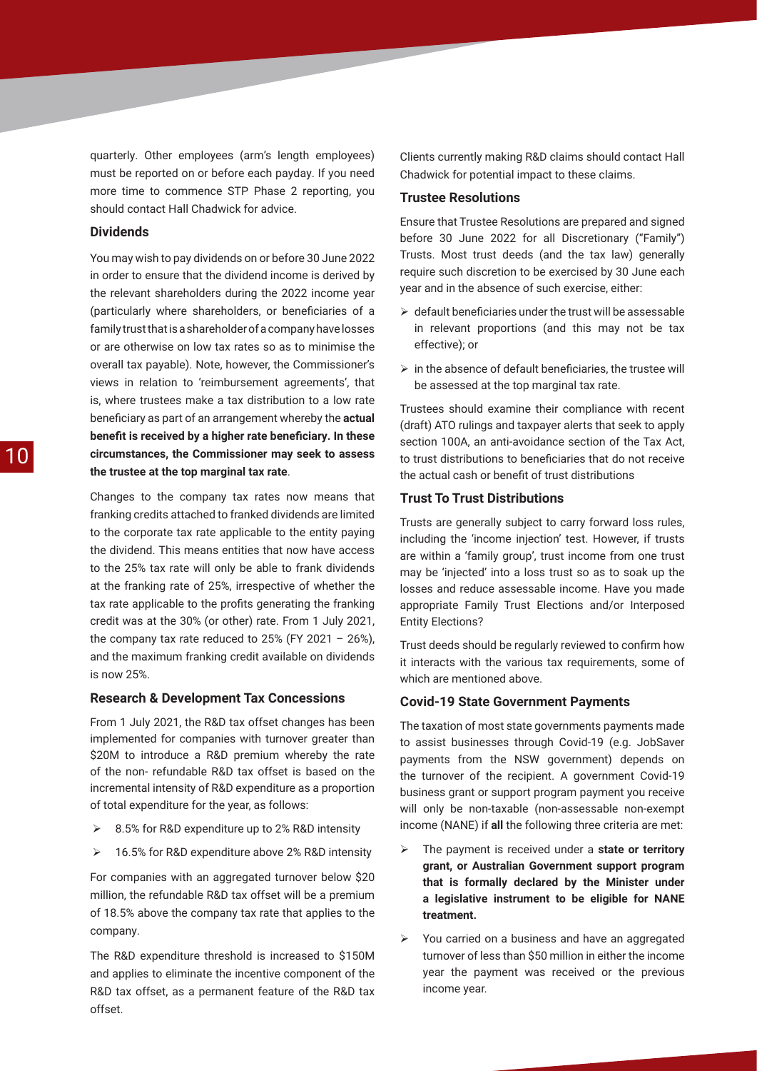quarterly. Other employees (arm's length employees) must be reported on or before each payday. If you need more time to commence STP Phase 2 reporting, you should contact Hall Chadwick for advice.

### Dividends

You may wish to pay dividends on or before 30 June 2022 in order to ensure that the dividend income is derived by the relevant shareholders during the 2022 income year (particularly where shareholders, or beneficiaries of a family trust that is a shareholder of a company have losses or are otherwise on low tax rates so as to minimise the overall tax payable). Note, however, the Commissioner's views in relation to 'reimbursement agreements', that is, where trustees make a tax distribution to a low rate beneficiary as part of an arrangement whereby the **actual benefit is received by a higher rate beneficiary. In these circumstances, the Commissioner may seek to assess the trustee at the top marginal tax rate**.

Changes to the company tax rates now means that franking credits attached to franked dividends are limited to the corporate tax rate applicable to the entity paying the dividend. This means entities that now have access to the 25% tax rate will only be able to frank dividends at the franking rate of 25%, irrespective of whether the tax rate applicable to the profits generating the franking credit was at the 30% (or other) rate. From 1 July 2021, the company tax rate reduced to 25% (FY 2021 – 26%), and the maximum franking credit available on dividends is now 25%.

### Research & Development Tax Concessions

From 1 July 2021, the R&D tax offset changes has been implemented for companies with turnover greater than \$20M to introduce a R&D premium whereby the rate of the non- refundable R&D tax offset is based on the incremental intensity of R&D expenditure as a proportion of total expenditure for the year, as follows:

- 8.5% for R&D expenditure up to 2% R&D intensity
- 16.5% for R&D expenditure above 2% R&D intensity

For companies with an aggregated turnover below \$20 million, the refundable R&D tax offset will be a premium of 18.5% above the company tax rate that applies to the company.

The R&D expenditure threshold is increased to \$150M and applies to eliminate the incentive component of the R&D tax offset, as a permanent feature of the R&D tax offset.

Clients currently making R&D claims should contact Hall Chadwick for potential impact to these claims.

### Trustee Resolutions

Ensure that Trustee Resolutions are prepared and signed before 30 June 2022 for all Discretionary ("Family") Trusts. Most trust deeds (and the tax law) generally require such discretion to be exercised by 30 June each year and in the absence of such exercise, either:

- default beneficiaries under the trust will be assessable in relevant proportions (and this may not be tax effective); or
- in the absence of default beneficiaries, the trustee will be assessed at the top marginal tax rate.

Trustees should examine their compliance with recent (draft) ATO rulings and taxpayer alerts that seek to apply section 100A, an anti-avoidance section of the Tax Act, to trust distributions to beneficiaries that do not receive the actual cash or benefit of trust distributions

### Trust To Trust Distributions

Trusts are generally subject to carry forward loss rules, including the 'income injection' test. However, if trusts are within a 'family group', trust income from one trust may be 'injected' into a loss trust so as to soak up the losses and reduce assessable income. Have you made appropriate Family Trust Elections and/or Interposed Entity Elections?

Trust deeds should be regularly reviewed to confirm how it interacts with the various tax requirements, some of which are mentioned above.

### Covid-19 State Government Payments

The taxation of most state governments payments made to assist businesses through Covid-19 (e.g. JobSaver payments from the NSW government) depends on the turnover of the recipient. A government Covid-19 business grant or support program payment you receive will only be non-taxable (non-assessable non-exempt income (NANE) if **all** the following three criteria are met:

- The payment is received under a **state or territory grant, or Australian Government support program that is formally declared by the Minister under a legislative instrument to be eligible for NANE treatment.**
- You carried on a business and have an aggregated turnover of less than \$50 million in either the income year the payment was received or the previous income year.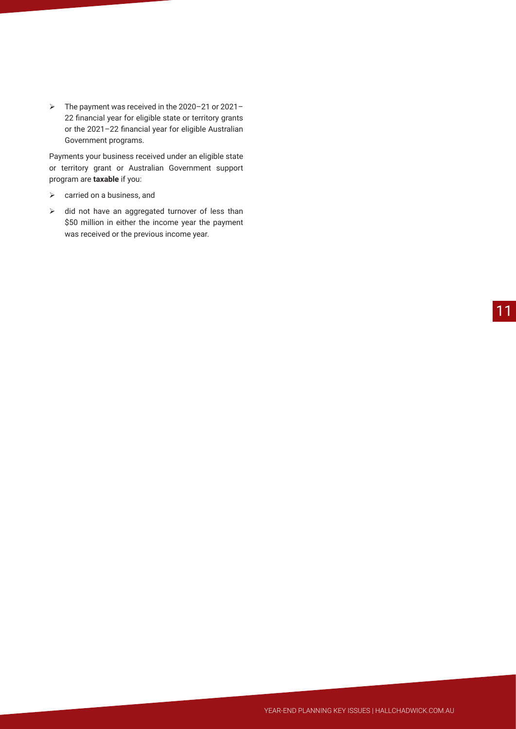- The payment was received in the 2020–21 or 2021–22 financial year for eligible state or territory grants or the 2021–22 financial year for eligible Australian Government programs.

Payments your business received under an eligible state or territory grant or Australian Government support program are **taxable** if you:

- carried on a business, and
- did not have an aggregated turnover of less than $50 million in either the income year the payment was received or the previous income year.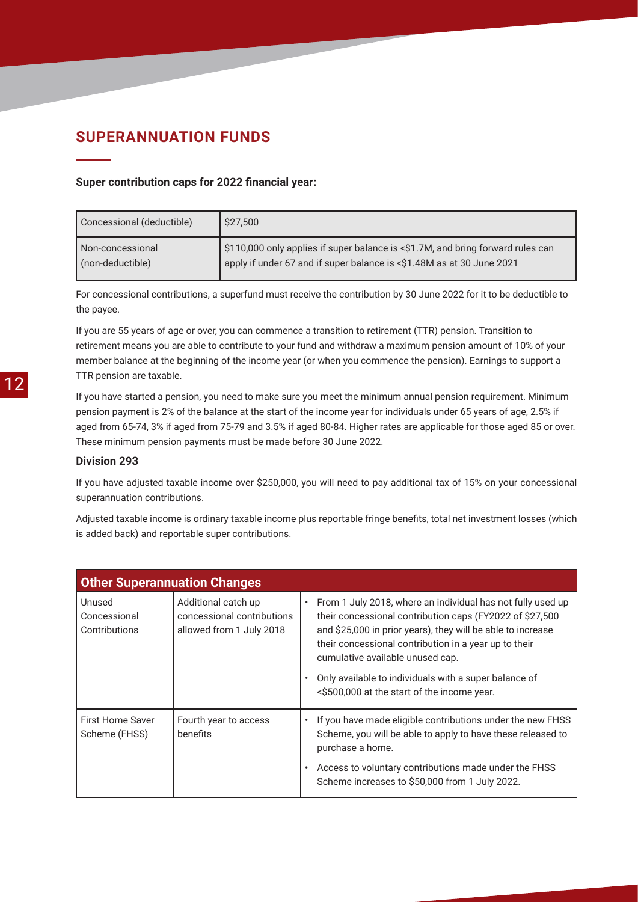## SUPERANNUATION FUNDS

**Super contribution caps for 2022 financial year:**

| | |
|---|---|
| Concessional (deductible) | $27,500 |
| Non-concessional (non-deductible) | $110,000 only applies if super balance is <$1.7M, and bring forward rules can apply if under 67 and if super balance is <$1.48M as at 30 June 2021 |

For concessional contributions, a superfund must receive the contribution by 30 June 2022 for it to be deductible to the payee.

If you are 55 years of age or over, you can commence a transition to retirement (TTR) pension. Transition to retirement means you are able to contribute to your fund and withdraw a maximum pension amount of 10% of your member balance at the beginning of the income year (or when you commence the pension). Earnings to support a TTR pension are taxable.

If you have started a pension, you need to make sure you meet the minimum annual pension requirement. Minimum pension payment is 2% of the balance at the start of the income year for individuals under 65 years of age, 2.5% if aged from 65-74, 3% if aged from 75-79 and 3.5% if aged 80-84. Higher rates are applicable for those aged 85 or over. These minimum pension payments must be made before 30 June 2022.

### Division 293

If you have adjusted taxable income over $250,000, you will need to pay additional tax of 15% on your concessional superannuation contributions.

Adjusted taxable income is ordinary taxable income plus reportable fringe benefits, total net investment losses (which is added back) and reportable super contributions.

| Other Superannuation Changes | | |
|---|---|---|
| Unused Concessional Contributions | Additional catch up concessional contributions allowed from 1 July 2018 | • From 1 July 2018, where an individual has not fully used up their concessional contribution caps (FY2022 of $27,500 and $25,000 in prior years), they will be able to increase their concessional contribution in a year up to their cumulative available unused cap.<br>• Only available to individuals with a super balance of <$500,000 at the start of the income year. |
| First Home Saver Scheme (FHSS) | Fourth year to access benefits | • If you have made eligible contributions under the new FHSS Scheme, you will be able to apply to have these released to purchase a home.<br>• Access to voluntary contributions made under the FHSS Scheme increases to $50,000 from 1 July 2022. |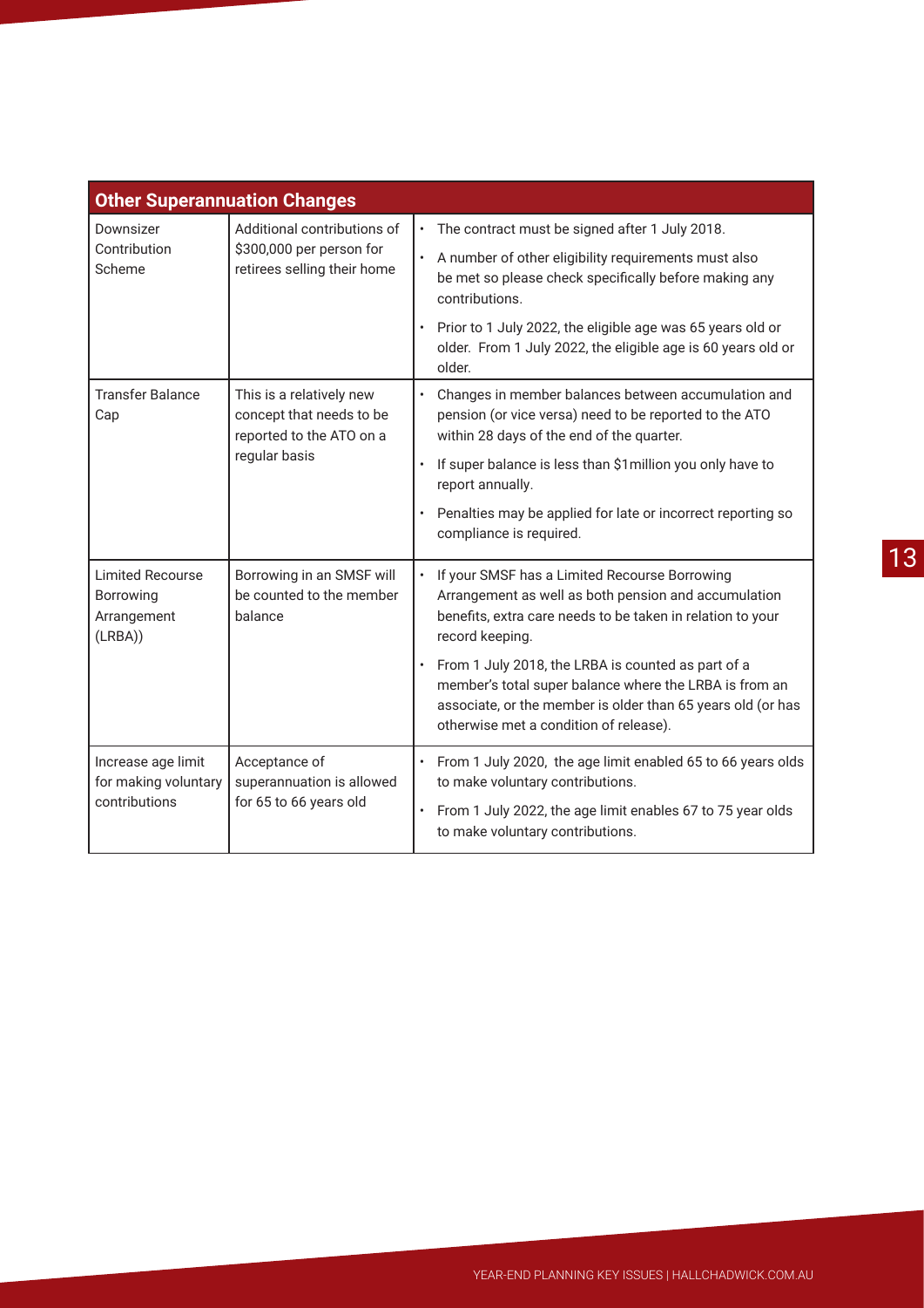| Other Superannuation Changes | | |
|---|---|---|
| Downsizer Contribution Scheme | Additional contributions of \$300,000 per person for retirees selling their home | • The contract must be signed after 1 July 2018.<br>• A number of other eligibility requirements must also be met so please check specifically before making any contributions.<br>• Prior to 1 July 2022, the eligible age was 65 years old or older. From 1 July 2022, the eligible age is 60 years old or older. |
| Transfer Balance Cap | This is a relatively new concept that needs to be reported to the ATO on a regular basis | • Changes in member balances between accumulation and pension (or vice versa) need to be reported to the ATO within 28 days of the end of the quarter.<br>• If super balance is less than \$1million you only have to report annually.<br>• Penalties may be applied for late or incorrect reporting so compliance is required. |
| Limited Recourse Borrowing Arrangement (LRBA)) | Borrowing in an SMSF will be counted to the member balance | • If your SMSF has a Limited Recourse Borrowing Arrangement as well as both pension and accumulation benefits, extra care needs to be taken in relation to your record keeping.<br>• From 1 July 2018, the LRBA is counted as part of a member's total super balance where the LRBA is from an associate, or the member is older than 65 years old (or has otherwise met a condition of release). |
| Increase age limit for making voluntary contributions | Acceptance of superannuation is allowed for 65 to 66 years old | • From 1 July 2020, the age limit enabled 65 to 66 years olds to make voluntary contributions.<br>• From 1 July 2022, the age limit enables 67 to 75 year olds to make voluntary contributions. |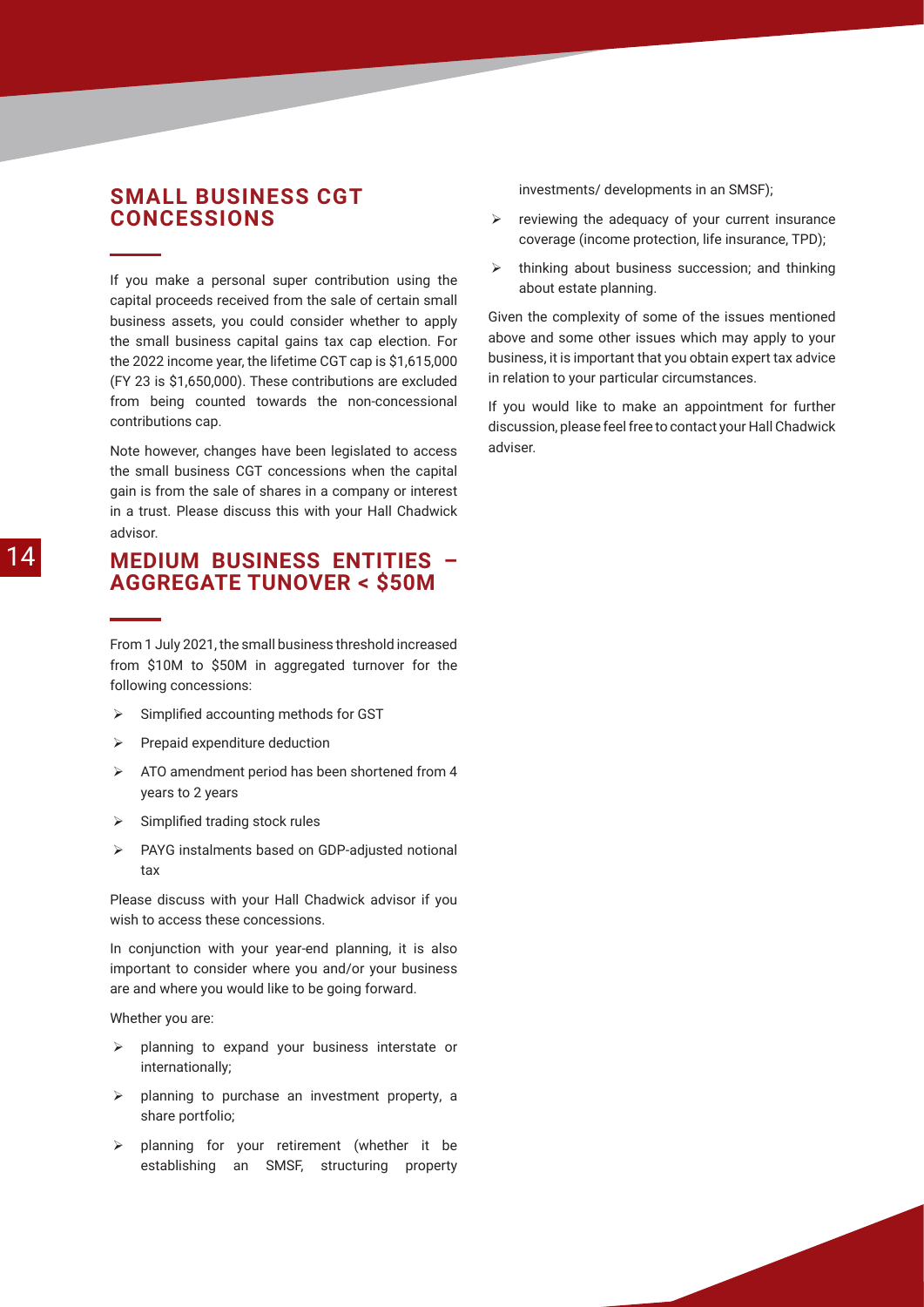## SMALL BUSINESS CGT CONCESSIONS

If you make a personal super contribution using the capital proceeds received from the sale of certain small business assets, you could consider whether to apply the small business capital gains tax cap election. For the 2022 income year, the lifetime CGT cap is $1,615,000 (FY 23 is $1,650,000). These contributions are excluded from being counted towards the non-concessional contributions cap.

Note however, changes have been legislated to access the small business CGT concessions when the capital gain is from the sale of shares in a company or interest in a trust. Please discuss this with your Hall Chadwick advisor.

## MEDIUM BUSINESS ENTITIES – AGGREGATE TUNOVER < $50M

From 1 July 2021, the small business threshold increased from $10M to $50M in aggregated turnover for the following concessions:

- Simplified accounting methods for GST
- Prepaid expenditure deduction
- ATO amendment period has been shortened from 4 years to 2 years
- Simplified trading stock rules
- PAYG instalments based on GDP-adjusted notional tax

Please discuss with your Hall Chadwick advisor if you wish to access these concessions.

In conjunction with your year-end planning, it is also important to consider where you and/or your business are and where you would like to be going forward.

Whether you are:

- planning to expand your business interstate or internationally;
- planning to purchase an investment property, a share portfolio;
- planning for your retirement (whether it be establishing an SMSF, structuring property investments/ developments in an SMSF);
- reviewing the adequacy of your current insurance coverage (income protection, life insurance, TPD);
- thinking about business succession; and thinking about estate planning.

Given the complexity of some of the issues mentioned above and some other issues which may apply to your business, it is important that you obtain expert tax advice in relation to your particular circumstances.

If you would like to make an appointment for further discussion, please feel free to contact your Hall Chadwick adviser.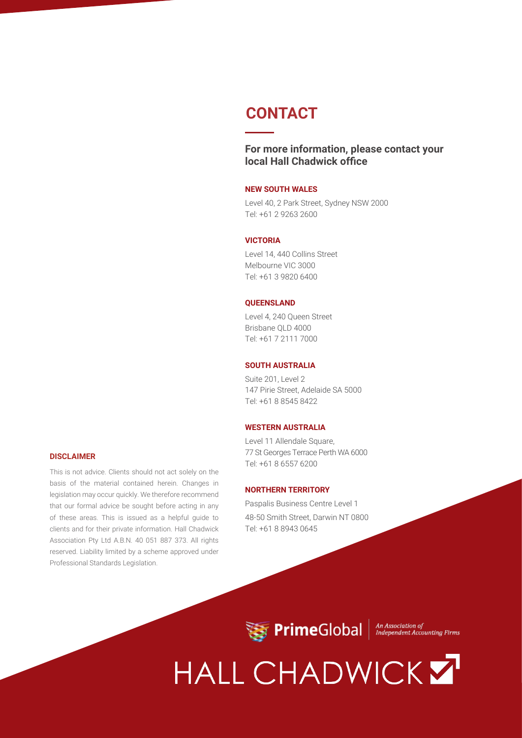# CONTACT

## For more information, please contact your local Hall Chadwick office

**NEW SOUTH WALES**

Level 40, 2 Park Street, Sydney NSW 2000
Tel: +61 2 9263 2600

**VICTORIA**

Level 14, 440 Collins Street
Melbourne VIC 3000
Tel: +61 3 9820 6400

**QUEENSLAND**

Level 4, 240 Queen Street
Brisbane QLD 4000
Tel: +61 7 2111 7000

**SOUTH AUSTRALIA**

Suite 201, Level 2
147 Pirie Street, Adelaide SA 5000
Tel: +61 8 8545 8422

**WESTERN AUSTRALIA**

Level 11 Allendale Square,
77 St Georges Terrace Perth WA 6000
Tel: +61 8 6557 6200

**NORTHERN TERRITORY**

Paspalis Business Centre Level 1
48-50 Smith Street, Darwin NT 0800
Tel: +61 8 8943 0645

**DISCLAIMER**

This is not advice. Clients should not act solely on the basis of the material contained herein. Changes in legislation may occur quickly. We therefore recommend that our formal advice be sought before acting in any of these areas. This is issued as a helpful guide to clients and for their private information. Hall Chadwick Association Pty Ltd A.B.N. 40 051 887 373. All rights reserved. Liability limited by a scheme approved under Professional Standards Legislation.

PrimeGlobal | *An Association of Independent Accounting Firms*

HALL CHADWICK